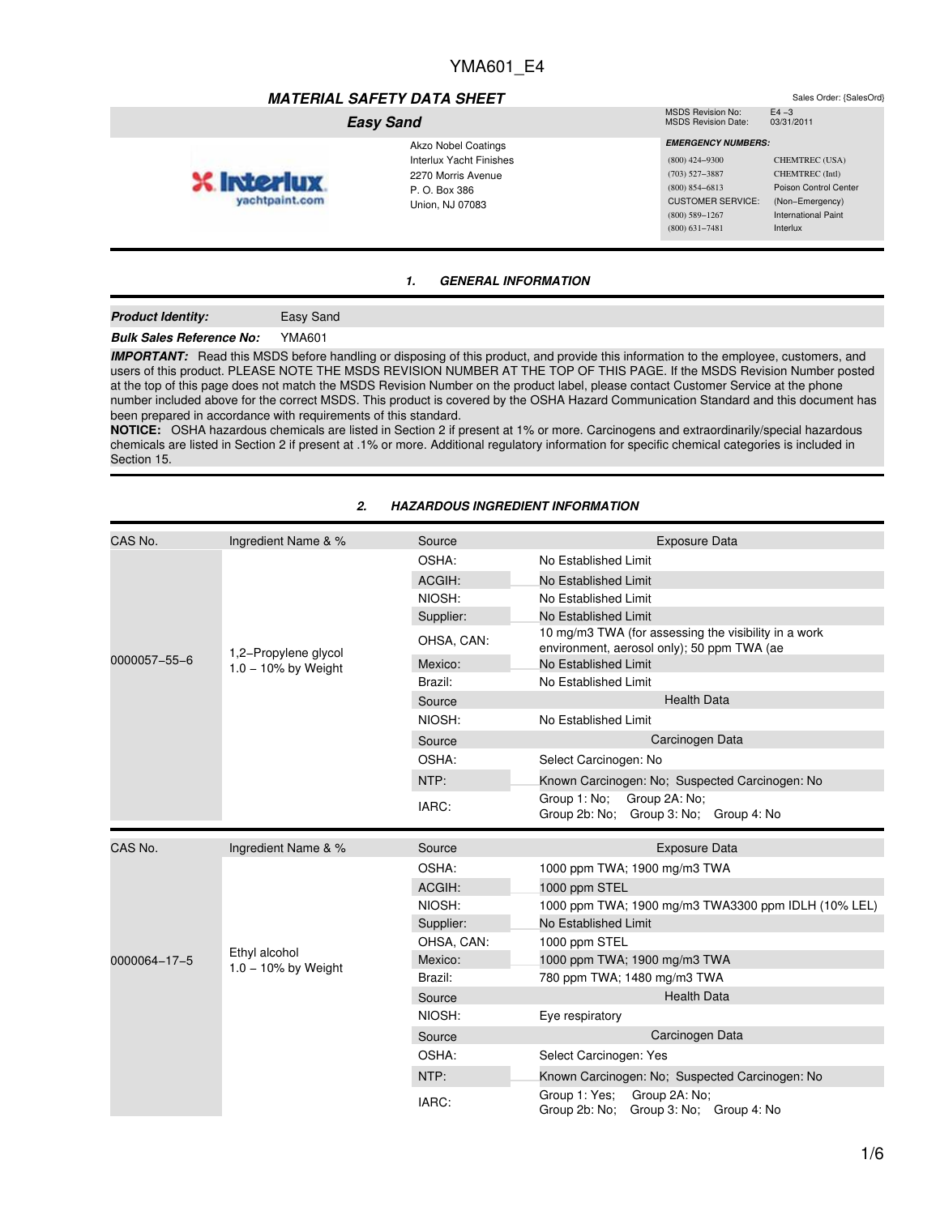YMA601_E4

## *MATERIAL SAFETY DATA SHEET*

Sales Order: {SalesOrd}

### *Easy Sand*

| MSDS Revision No: | E4 –3 |
|---|---|
| MSDS Revision Date: | 03/31/2011 |

Akzo Nobel Coatings
Interlux Yacht Finishes
2270 Morris Avenue
P. O. Box 386
Union, NJ 07083

***EMERGENCY NUMBERS:***

| | |
|---|---|
| (800) 424–9300 | CHEMTREC (USA) |
| (703) 527–3887 | CHEMTREC (Intl) |
| (800) 854–6813 | Poison Control Center |
| CUSTOMER SERVICE: | (Non–Emergency) |
| (800) 589–1267 | International Paint |
| (800) 631–7481 | Interlux |

## *1. GENERAL INFORMATION*

***Product Identity:*** Easy Sand

***Bulk Sales Reference No:*** YMA601

***IMPORTANT:*** Read this MSDS before handling or disposing of this product, and provide this information to the employee, customers, and users of this product. PLEASE NOTE THE MSDS REVISION NUMBER AT THE TOP OF THIS PAGE. If the MSDS Revision Number posted at the top of this page does not match the MSDS Revision Number on the product label, please contact Customer Service at the phone number included above for the correct MSDS. This product is covered by the OSHA Hazard Communication Standard and this document has been prepared in accordance with requirements of this standard.

**NOTICE:** OSHA hazardous chemicals are listed in Section 2 if present at 1% or more. Carcinogens and extraordinarily/special hazardous chemicals are listed in Section 2 if present at .1% or more. Additional regulatory information for specific chemical categories is included in Section 15.

## *2. HAZARDOUS INGREDIENT INFORMATION*

| CAS No. | Ingredient Name & % | Source | Exposure Data |
|---|---|---|---|
| 0000057–55–6 | 1,2–Propylene glycol 1.0 – 10% by Weight | OSHA: | No Established Limit |
| | | ACGIH: | No Established Limit |
| | | NIOSH: | No Established Limit |
| | | Supplier: | No Established Limit |
| | | OHSA, CAN: | 10 mg/m3 TWA (for assessing the visibility in a work environment, aerosol only); 50 ppm TWA (ae |
| | | Mexico: | No Established Limit |
| | | Brazil: | No Established Limit |
| | | Source | Health Data |
| | | NIOSH: | No Established Limit |
| | | Source | Carcinogen Data |
| | | OSHA: | Select Carcinogen: No |
| | | NTP: | Known Carcinogen: No; Suspected Carcinogen: No |
| | | IARC: | Group 1: No; Group 2A: No; Group 2b: No; Group 3: No; Group 4: No |

| CAS No. | Ingredient Name & % | Source | Exposure Data |
|---|---|---|---|
| 0000064–17–5 | Ethyl alcohol 1.0 – 10% by Weight | OSHA: | 1000 ppm TWA; 1900 mg/m3 TWA |
| | | ACGIH: | 1000 ppm STEL |
| | | NIOSH: | 1000 ppm TWA; 1900 mg/m3 TWA3300 ppm IDLH (10% LEL) |
| | | Supplier: | No Established Limit |
| | | OHSA, CAN: | 1000 ppm STEL |
| | | Mexico: | 1000 ppm TWA; 1900 mg/m3 TWA |
| | | Brazil: | 780 ppm TWA; 1480 mg/m3 TWA |
| | | Source | Health Data |
| | | NIOSH: | Eye respiratory |
| | | Source | Carcinogen Data |
| | | OSHA: | Select Carcinogen: Yes |
| | | NTP: | Known Carcinogen: No; Suspected Carcinogen: No |
| | | IARC: | Group 1: Yes; Group 2A: No; Group 2b: No; Group 3: No; Group 4: No |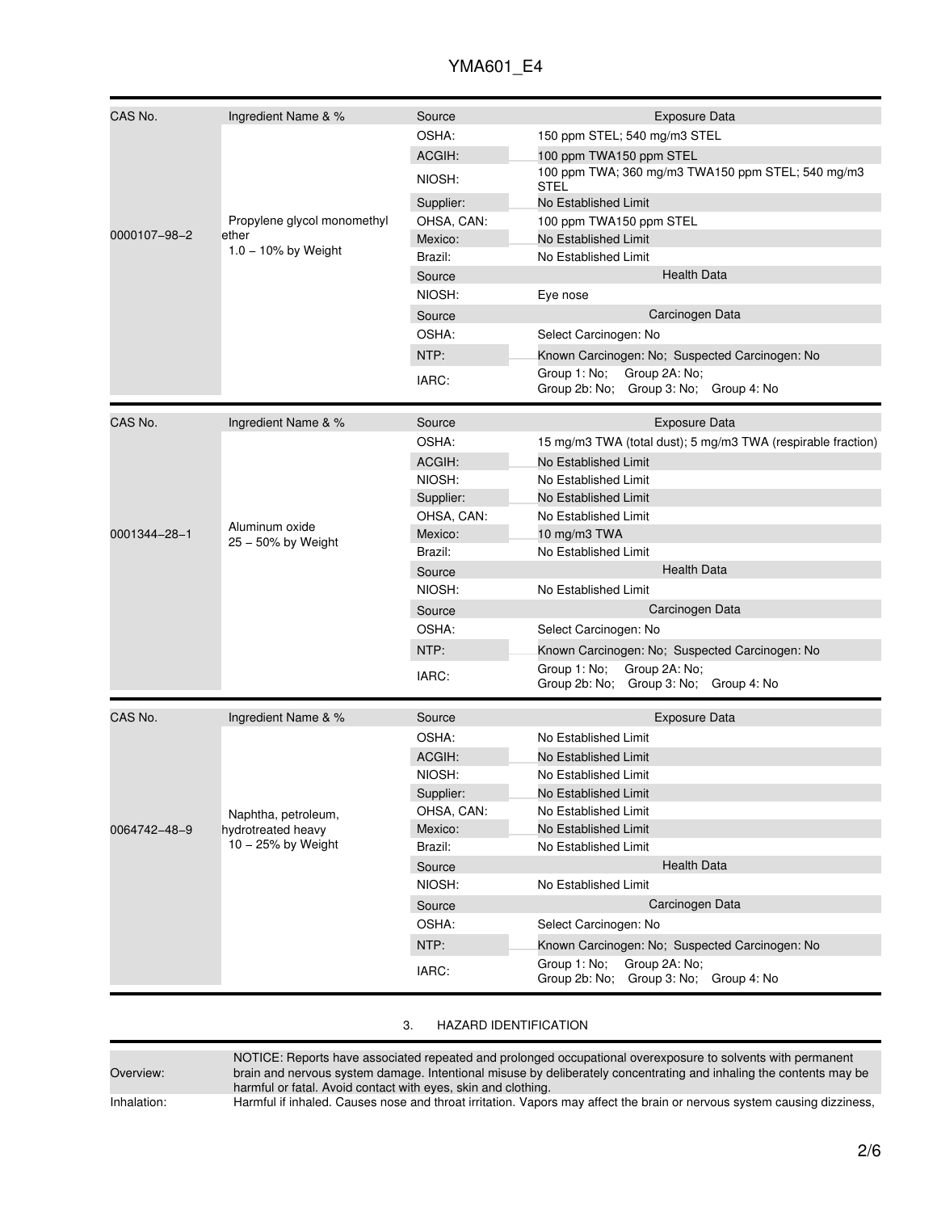| CAS No. | Ingredient Name & % | Source | Exposure Data |
|---|---|---|---|
| 0000107–98–2 | Propylene glycol monomethyl ether 1.0 – 10% by Weight | OSHA: | 150 ppm STEL; 540 mg/m3 STEL |
| | | ACGIH: | 100 ppm TWA150 ppm STEL |
| | | NIOSH: | 100 ppm TWA; 360 mg/m3 TWA150 ppm STEL; 540 mg/m3 STEL |
| | | Supplier: | No Established Limit |
| | | OHSA, CAN: | 100 ppm TWA150 ppm STEL |
| | | Mexico: | No Established Limit |
| | | Brazil: | No Established Limit |
| | | Source | Health Data |
| | | NIOSH: | Eye nose |
| | | Source | Carcinogen Data |
| | | OSHA: | Select Carcinogen: No |
| | | NTP: | Known Carcinogen: No; Suspected Carcinogen: No |
| | | IARC: | Group 1: No; Group 2A: No; Group 2b: No; Group 3: No; Group 4: No |

| CAS No. | Ingredient Name & % | Source | Exposure Data |
|---|---|---|---|
| 0001344–28–1 | Aluminum oxide 25 – 50% by Weight | OSHA: | 15 mg/m3 TWA (total dust); 5 mg/m3 TWA (respirable fraction) |
| | | ACGIH: | No Established Limit |
| | | NIOSH: | No Established Limit |
| | | Supplier: | No Established Limit |
| | | OHSA, CAN: | No Established Limit |
| | | Mexico: | 10 mg/m3 TWA |
| | | Brazil: | No Established Limit |
| | | Source | Health Data |
| | | NIOSH: | No Established Limit |
| | | Source | Carcinogen Data |
| | | OSHA: | Select Carcinogen: No |
| | | NTP: | Known Carcinogen: No; Suspected Carcinogen: No |
| | | IARC: | Group 1: No; Group 2A: No; Group 2b: No; Group 3: No; Group 4: No |

| CAS No. | Ingredient Name & % | Source | Exposure Data |
|---|---|---|---|
| 0064742–48–9 | Naphtha, petroleum, hydrotreated heavy 10 – 25% by Weight | OSHA: | No Established Limit |
| | | ACGIH: | No Established Limit |
| | | NIOSH: | No Established Limit |
| | | Supplier: | No Established Limit |
| | | OHSA, CAN: | No Established Limit |
| | | Mexico: | No Established Limit |
| | | Brazil: | No Established Limit |
| | | Source | Health Data |
| | | NIOSH: | No Established Limit |
| | | Source | Carcinogen Data |
| | | OSHA: | Select Carcinogen: No |
| | | NTP: | Known Carcinogen: No; Suspected Carcinogen: No |
| | | IARC: | Group 1: No; Group 2A: No; Group 2b: No; Group 3: No; Group 4: No |

## 3. HAZARD IDENTIFICATION

| | |
|---|---|
| Overview: | NOTICE: Reports have associated repeated and prolonged occupational overexposure to solvents with permanent brain and nervous system damage. Intentional misuse by deliberately concentrating and inhaling the contents may be harmful or fatal. Avoid contact with eyes, skin and clothing. |
| Inhalation: | Harmful if inhaled. Causes nose and throat irritation. Vapors may affect the brain or nervous system causing dizziness, |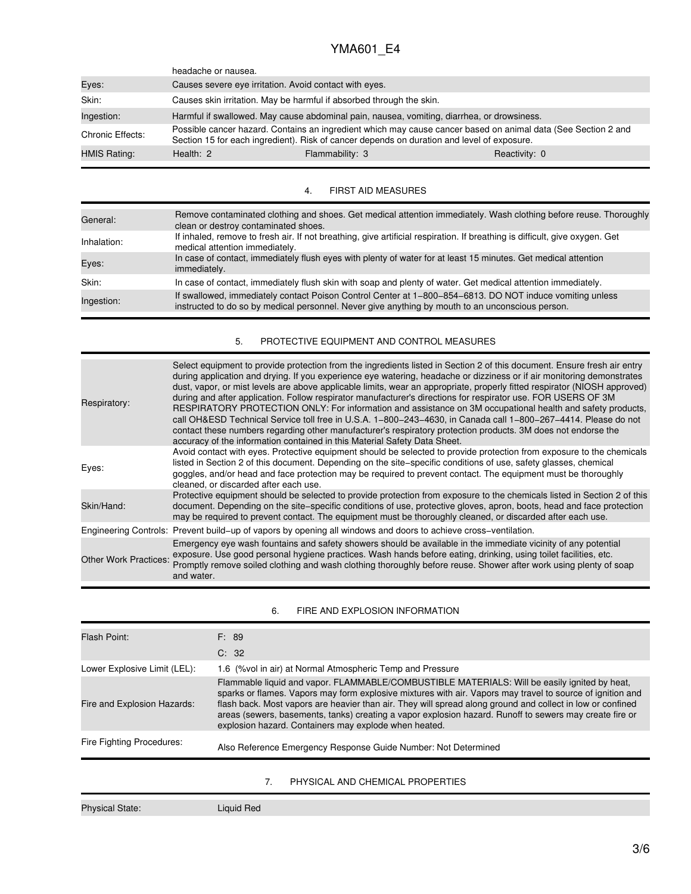| | | | |
|---|---|---|---|
| | headache or nausea. | | |
| Eyes: | Causes severe eye irritation. Avoid contact with eyes. | | |
| Skin: | Causes skin irritation. May be harmful if absorbed through the skin. | | |
| Ingestion: | Harmful if swallowed. May cause abdominal pain, nausea, vomiting, diarrhea, or drowsiness. | | |
| Chronic Effects: | Possible cancer hazard. Contains an ingredient which may cause cancer based on animal data (See Section 2 and Section 15 for each ingredient). Risk of cancer depends on duration and level of exposure. | | |
| HMIS Rating: | Health: 2 | Flammability: 3 | Reactivity: 0 |

## 4. FIRST AID MEASURES

| | |
|---|---|
| General: | Remove contaminated clothing and shoes. Get medical attention immediately. Wash clothing before reuse. Thoroughly clean or destroy contaminated shoes. |
| Inhalation: | If inhaled, remove to fresh air. If not breathing, give artificial respiration. If breathing is difficult, give oxygen. Get medical attention immediately. |
| Eyes: | In case of contact, immediately flush eyes with plenty of water for at least 15 minutes. Get medical attention immediately. |
| Skin: | In case of contact, immediately flush skin with soap and plenty of water. Get medical attention immediately. |
| Ingestion: | If swallowed, immediately contact Poison Control Center at 1−800−854−6813. DO NOT induce vomiting unless instructed to do so by medical personnel. Never give anything by mouth to an unconscious person. |

## 5. PROTECTIVE EQUIPMENT AND CONTROL MEASURES

| | |
|---|---|
| Respiratory: | Select equipment to provide protection from the ingredients listed in Section 2 of this document. Ensure fresh air entry during application and drying. If you experience eye watering, headache or dizziness or if air monitoring demonstrates dust, vapor, or mist levels are above applicable limits, wear an appropriate, properly fitted respirator (NIOSH approved) during and after application. Follow respirator manufacturer's directions for respirator use. FOR USERS OF 3M RESPIRATORY PROTECTION ONLY: For information and assistance on 3M occupational health and safety products, call OH&ESD Technical Service toll free in U.S.A. 1−800−243−4630, in Canada call 1−800−267−4414. Please do not contact these numbers regarding other manufacturer's respiratory protection products. 3M does not endorse the accuracy of the information contained in this Material Safety Data Sheet. |
| Eyes: | Avoid contact with eyes. Protective equipment should be selected to provide protection from exposure to the chemicals listed in Section 2 of this document. Depending on the site−specific conditions of use, safety glasses, chemical goggles, and/or head and face protection may be required to prevent contact. The equipment must be thoroughly cleaned, or discarded after each use. |
| Skin/Hand: | Protective equipment should be selected to provide protection from exposure to the chemicals listed in Section 2 of this document. Depending on the site−specific conditions of use, protective gloves, apron, boots, head and face protection may be required to prevent contact. The equipment must be thoroughly cleaned, or discarded after each use. |
| Engineering Controls: | Prevent build−up of vapors by opening all windows and doors to achieve cross−ventilation. |
| Other Work Practices: | Emergency eye wash fountains and safety showers should be available in the immediate vicinity of any potential exposure. Use good personal hygiene practices. Wash hands before eating, drinking, using toilet facilities, etc. Promptly remove soiled clothing and wash clothing thoroughly before reuse. Shower after work using plenty of soap and water. |

## 6. FIRE AND EXPLOSION INFORMATION

| | |
|---|---|
| Flash Point: | F: 89<br>C: 32 |
| Lower Explosive Limit (LEL): | 1.6 (%vol in air) at Normal Atmospheric Temp and Pressure |
| Fire and Explosion Hazards: | Flammable liquid and vapor. FLAMMABLE/COMBUSTIBLE MATERIALS: Will be easily ignited by heat, sparks or flames. Vapors may form explosive mixtures with air. Vapors may travel to source of ignition and flash back. Most vapors are heavier than air. They will spread along ground and collect in low or confined areas (sewers, basements, tanks) creating a vapor explosion hazard. Runoff to sewers may create fire or explosion hazard. Containers may explode when heated. |
| Fire Fighting Procedures: | Also Reference Emergency Response Guide Number: Not Determined |

## 7. PHYSICAL AND CHEMICAL PROPERTIES

| | |
|---|---|
| Physical State: | Liquid Red |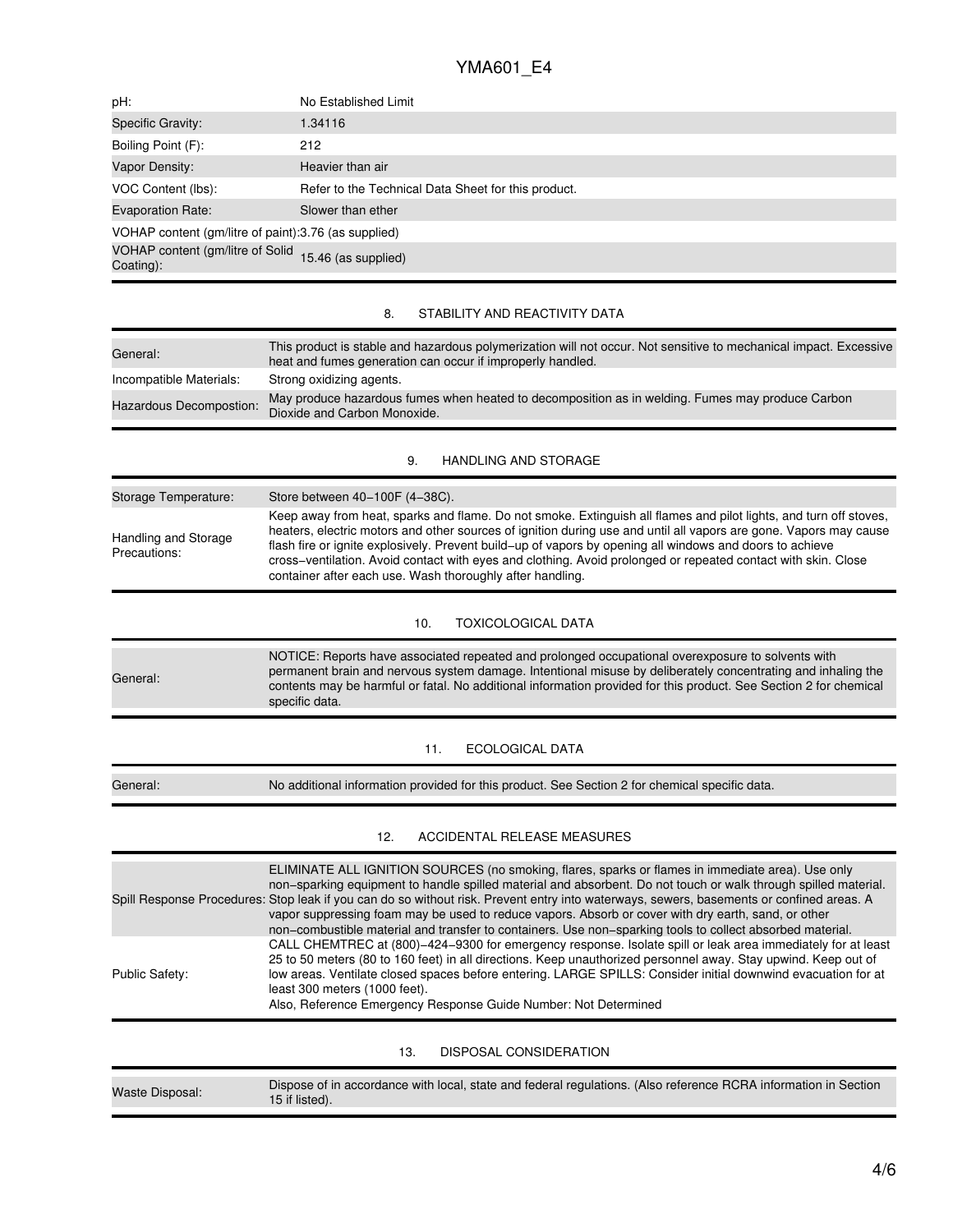| | |
|---|---|
| pH: | No Established Limit |
| Specific Gravity: | 1.34116 |
| Boiling Point (F): | 212 |
| Vapor Density: | Heavier than air |
| VOC Content (lbs): | Refer to the Technical Data Sheet for this product. |
| Evaporation Rate: | Slower than ether |
| VOHAP content (gm/litre of paint): | 3.76 (as supplied) |
| VOHAP content (gm/litre of Solid Coating): | 15.46 (as supplied) |

## 8. STABILITY AND REACTIVITY DATA

| | |
|---|---|
| General: | This product is stable and hazardous polymerization will not occur. Not sensitive to mechanical impact. Excessive heat and fumes generation can occur if improperly handled. |
| Incompatible Materials: | Strong oxidizing agents. |
| Hazardous Decompostion: | May produce hazardous fumes when heated to decomposition as in welding. Fumes may produce Carbon Dioxide and Carbon Monoxide. |

## 9. HANDLING AND STORAGE

| | |
|---|---|
| Storage Temperature: | Store between 40−100F (4−38C). |
| Handling and Storage Precautions: | Keep away from heat, sparks and flame. Do not smoke. Extinguish all flames and pilot lights, and turn off stoves, heaters, electric motors and other sources of ignition during use and until all vapors are gone. Vapors may cause flash fire or ignite explosively. Prevent build−up of vapors by opening all windows and doors to achieve cross−ventilation. Avoid contact with eyes and clothing. Avoid prolonged or repeated contact with skin. Close container after each use. Wash thoroughly after handling. |

## 10. TOXICOLOGICAL DATA

| | |
|---|---|
| General: | NOTICE: Reports have associated repeated and prolonged occupational overexposure to solvents with permanent brain and nervous system damage. Intentional misuse by deliberately concentrating and inhaling the contents may be harmful or fatal. No additional information provided for this product. See Section 2 for chemical specific data. |

## 11. ECOLOGICAL DATA

| | |
|---|---|
| General: | No additional information provided for this product. See Section 2 for chemical specific data. |

## 12. ACCIDENTAL RELEASE MEASURES

| | |
|---|---|
| Spill Response Procedures: | ELIMINATE ALL IGNITION SOURCES (no smoking, flares, sparks or flames in immediate area). Use only non−sparking equipment to handle spilled material and absorbent. Do not touch or walk through spilled material. Stop leak if you can do so without risk. Prevent entry into waterways, sewers, basements or confined areas. A vapor suppressing foam may be used to reduce vapors. Absorb or cover with dry earth, sand, or other non−combustible material and transfer to containers. Use non−sparking tools to collect absorbed material. |
| Public Safety: | CALL CHEMTREC at (800)−424−9300 for emergency response. Isolate spill or leak area immediately for at least 25 to 50 meters (80 to 160 feet) in all directions. Keep unauthorized personnel away. Stay upwind. Keep out of low areas. Ventilate closed spaces before entering. LARGE SPILLS: Consider initial downwind evacuation for at least 300 meters (1000 feet).<br>Also, Reference Emergency Response Guide Number: Not Determined |

## 13. DISPOSAL CONSIDERATION

| | |
|---|---|
| Waste Disposal: | Dispose of in accordance with local, state and federal regulations. (Also reference RCRA information in Section 15 if listed). |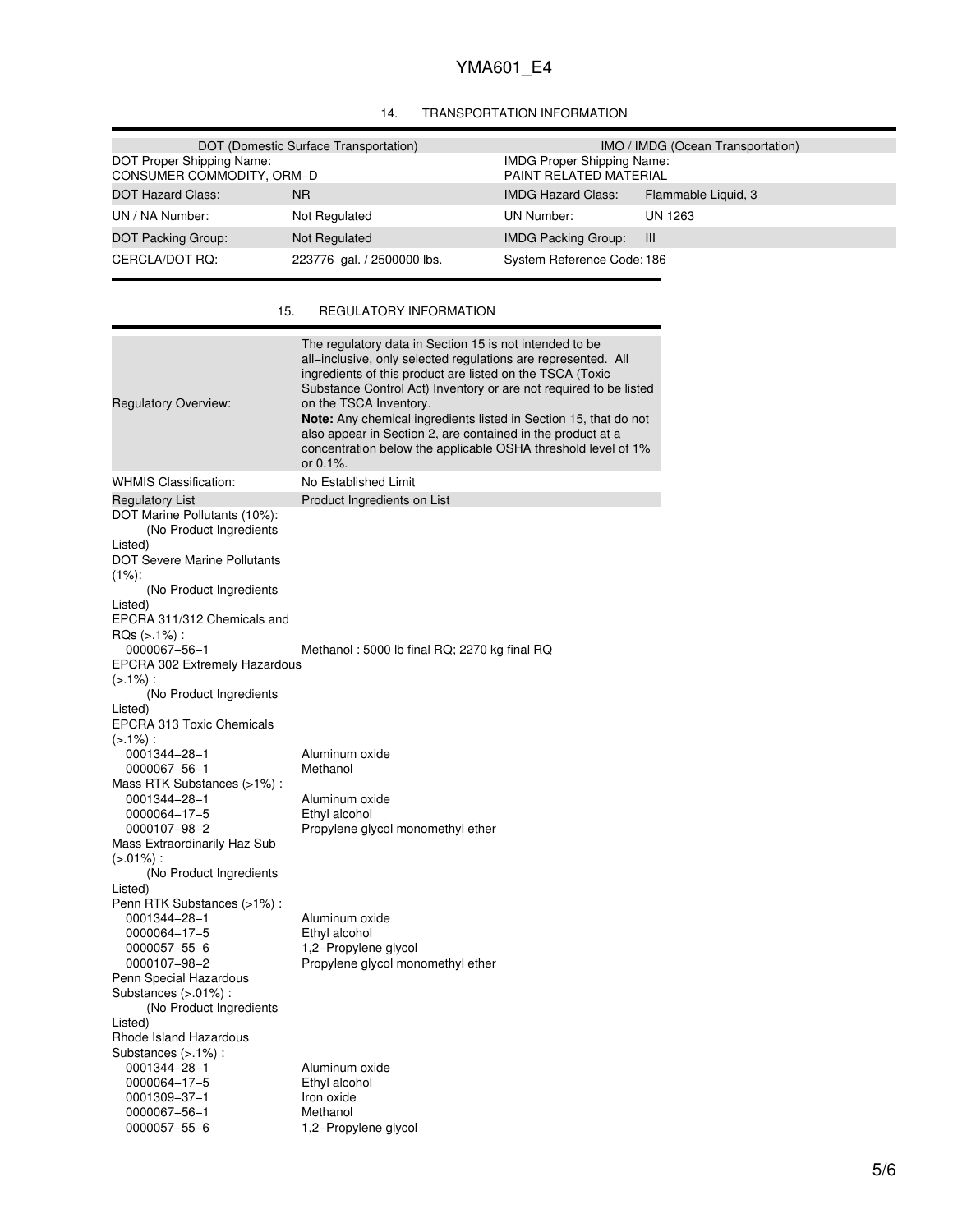## 14. TRANSPORTATION INFORMATION

| DOT (Domestic Surface Transportation) | | IMO / IMDG (Ocean Transportation) | |
|---|---|---|---|
| DOT Proper Shipping Name: CONSUMER COMMODITY, ORM–D | | IMDG Proper Shipping Name: PAINT RELATED MATERIAL | |
| DOT Hazard Class: | NR | IMDG Hazard Class: | Flammable Liquid, 3 |
| UN / NA Number: | Not Regulated | UN Number: | UN 1263 |
| DOT Packing Group: | Not Regulated | IMDG Packing Group: | III |
| CERCLA/DOT RQ: | 223776 gal. / 2500000 lbs. | System Reference Code: | 186 |

## 15. REGULATORY INFORMATION

| | |
|---|---|
| Regulatory Overview: | The regulatory data in Section 15 is not intended to be all–inclusive, only selected regulations are represented. All ingredients of this product are listed on the TSCA (Toxic Substance Control Act) Inventory or are not required to be listed on the TSCA Inventory. **Note:** Any chemical ingredients listed in Section 15, that do not also appear in Section 2, are contained in the product at a concentration below the applicable OSHA threshold level of 1% or 0.1%. |
| WHMIS Classification: | No Established Limit |

| Regulatory List | Product Ingredients on List |
|---|---|
| DOT Marine Pollutants (10%): (No Product Ingredients Listed) | |
| DOT Severe Marine Pollutants (1%): (No Product Ingredients Listed) | |
| EPCRA 311/312 Chemicals and RQs (>.1%) : | |
| 0000067–56–1 | Methanol : 5000 lb final RQ; 2270 kg final RQ |
| EPCRA 302 Extremely Hazardous (>.1%) : (No Product Ingredients Listed) | |
| EPCRA 313 Toxic Chemicals (>.1%) : | |
| 0001344–28–1 | Aluminum oxide |
| 0000067–56–1 | Methanol |
| Mass RTK Substances (>1%) : | |
| 0001344–28–1 | Aluminum oxide |
| 0000064–17–5 | Ethyl alcohol |
| 0000107–98–2 | Propylene glycol monomethyl ether |
| Mass Extraordinarily Haz Sub (>.01%) : (No Product Ingredients Listed) | |
| Penn RTK Substances (>1%) : | |
| 0001344–28–1 | Aluminum oxide |
| 0000064–17–5 | Ethyl alcohol |
| 0000057–55–6 | 1,2–Propylene glycol |
| 0000107–98–2 | Propylene glycol monomethyl ether |
| Penn Special Hazardous Substances (>.01%) : (No Product Ingredients Listed) | |
| Rhode Island Hazardous Substances (>.1%) : | |
| 0001344–28–1 | Aluminum oxide |
| 0000064–17–5 | Ethyl alcohol |
| 0001309–37–1 | Iron oxide |
| 0000067–56–1 | Methanol |
| 0000057–55–6 | 1,2–Propylene glycol |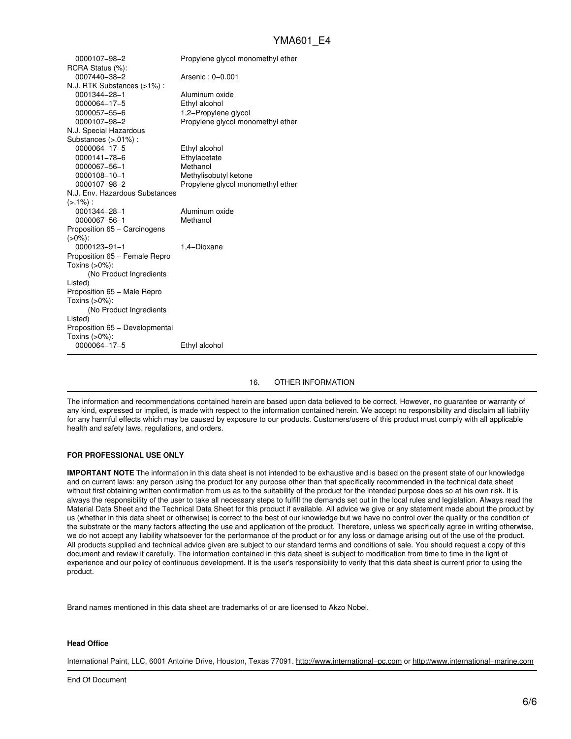| | |
|---|---|
| 0000107–98–2 | Propylene glycol monomethyl ether |
| RCRA Status (%): | |
| 0007440–38–2 | Arsenic : 0–0.001 |
| N.J. RTK Substances (>1%) : | |
| 0001344–28–1 | Aluminum oxide |
| 0000064–17–5 | Ethyl alcohol |
| 0000057–55–6 | 1,2–Propylene glycol |
| 0000107–98–2 | Propylene glycol monomethyl ether |
| N.J. Special Hazardous Substances (>.01%) : | |
| 0000064–17–5 | Ethyl alcohol |
| 0000141–78–6 | Ethylacetate |
| 0000067–56–1 | Methanol |
| 0000108–10–1 | Methylisobutyl ketone |
| 0000107–98–2 | Propylene glycol monomethyl ether |
| N.J. Env. Hazardous Substances (>.1%) : | |
| 0001344–28–1 | Aluminum oxide |
| 0000067–56–1 | Methanol |
| Proposition 65 – Carcinogens (>0%): | |
| 0000123–91–1 | 1,4–Dioxane |
| Proposition 65 – Female Repro Toxins (>0%): | |
| (No Product Ingredients Listed) | |
| Proposition 65 – Male Repro Toxins (>0%): | |
| (No Product Ingredients Listed) | |
| Proposition 65 – Developmental Toxins (>0%): | |
| 0000064–17–5 | Ethyl alcohol |

## 16. OTHER INFORMATION

The information and recommendations contained herein are based upon data believed to be correct. However, no guarantee or warranty of any kind, expressed or implied, is made with respect to the information contained herein. We accept no responsibility and disclaim all liability for any harmful effects which may be caused by exposure to our products. Customers/users of this product must comply with all applicable health and safety laws, regulations, and orders.

**FOR PROFESSIONAL USE ONLY**

**IMPORTANT NOTE** The information in this data sheet is not intended to be exhaustive and is based on the present state of our knowledge and on current laws: any person using the product for any purpose other than that specifically recommended in the technical data sheet without first obtaining written confirmation from us as to the suitability of the product for the intended purpose does so at his own risk. It is always the responsibility of the user to take all necessary steps to fulfill the demands set out in the local rules and legislation. Always read the Material Data Sheet and the Technical Data Sheet for this product if available. All advice we give or any statement made about the product by us (whether in this data sheet or otherwise) is correct to the best of our knowledge but we have no control over the quality or the condition of the substrate or the many factors affecting the use and application of the product. Therefore, unless we specifically agree in writing otherwise, we do not accept any liability whatsoever for the performance of the product or for any loss or damage arising out of the use of the product. All products supplied and technical advice given are subject to our standard terms and conditions of sale. You should request a copy of this document and review it carefully. The information contained in this data sheet is subject to modification from time to time in the light of experience and our policy of continuous development. It is the user's responsibility to verify that this data sheet is current prior to using the product.

Brand names mentioned in this data sheet are trademarks of or are licensed to Akzo Nobel.

**Head Office**

International Paint, LLC, 6001 Antoine Drive, Houston, Texas 77091. http://www.international–pc.com or http://www.international–marine.com

End Of Document